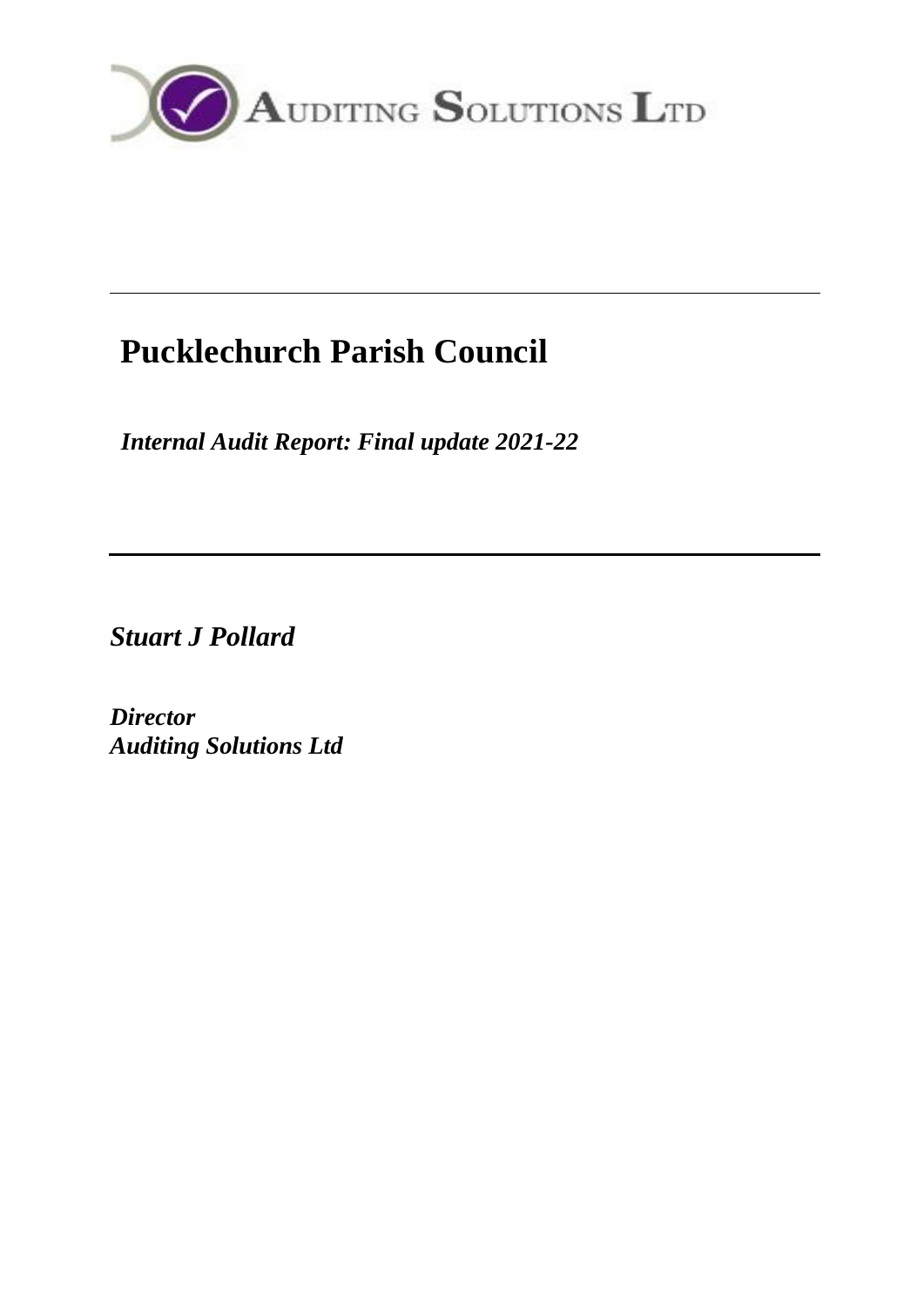AUDITING SOLUTIONS LTD

---

# Pucklechurch Parish Council

*Internal Audit Report: Final update 2021-22*

---

***Stuart J Pollard***

***Director***
***Auditing Solutions Ltd***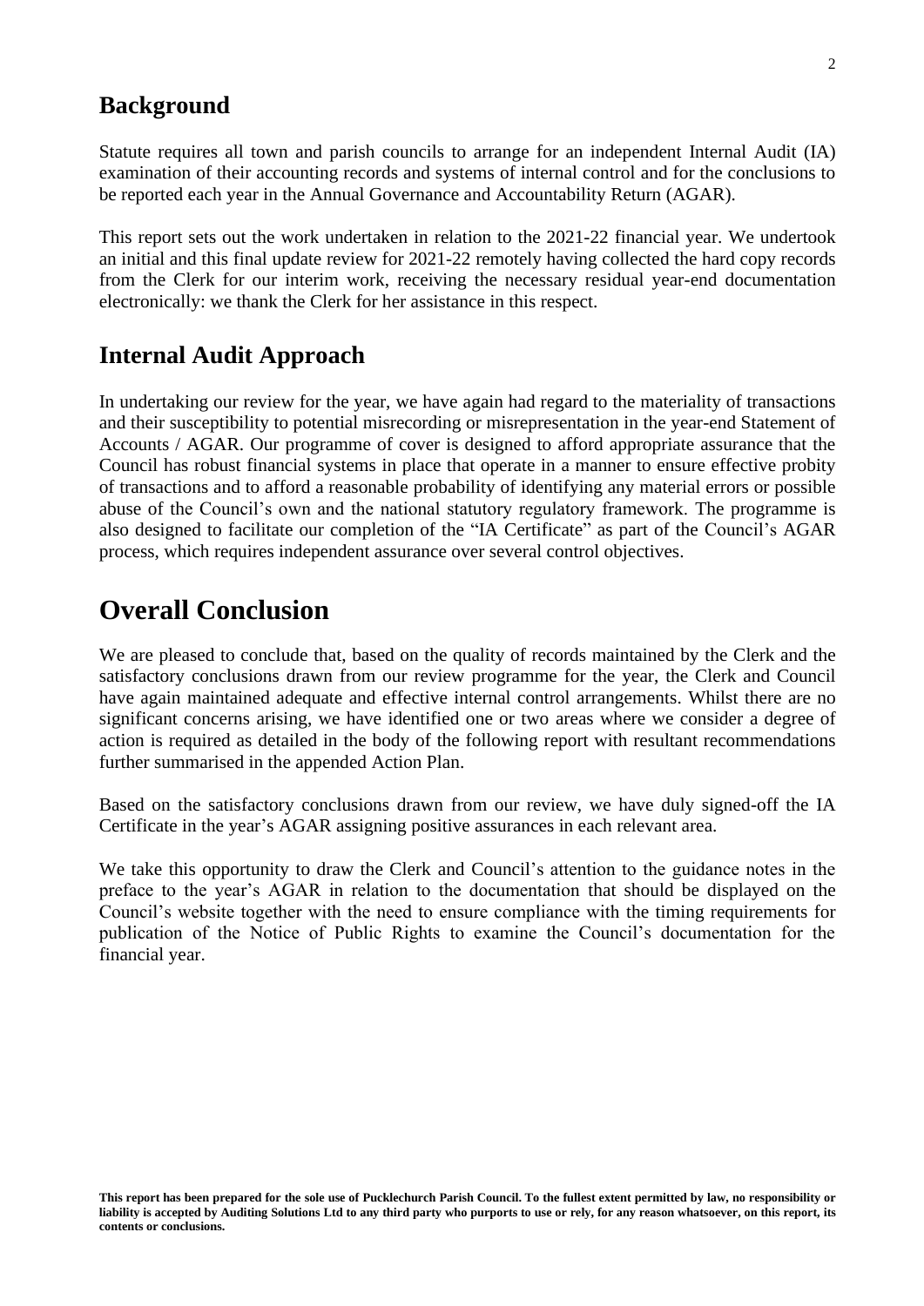## Background

Statute requires all town and parish councils to arrange for an independent Internal Audit (IA) examination of their accounting records and systems of internal control and for the conclusions to be reported each year in the Annual Governance and Accountability Return (AGAR).

This report sets out the work undertaken in relation to the 2021-22 financial year. We undertook an initial and this final update review for 2021-22 remotely having collected the hard copy records from the Clerk for our interim work, receiving the necessary residual year-end documentation electronically: we thank the Clerk for her assistance in this respect.

## Internal Audit Approach

In undertaking our review for the year, we have again had regard to the materiality of transactions and their susceptibility to potential misrecording or misrepresentation in the year-end Statement of Accounts / AGAR. Our programme of cover is designed to afford appropriate assurance that the Council has robust financial systems in place that operate in a manner to ensure effective probity of transactions and to afford a reasonable probability of identifying any material errors or possible abuse of the Council's own and the national statutory regulatory framework. The programme is also designed to facilitate our completion of the "IA Certificate" as part of the Council's AGAR process, which requires independent assurance over several control objectives.

# Overall Conclusion

We are pleased to conclude that, based on the quality of records maintained by the Clerk and the satisfactory conclusions drawn from our review programme for the year, the Clerk and Council have again maintained adequate and effective internal control arrangements. Whilst there are no significant concerns arising, we have identified one or two areas where we consider a degree of action is required as detailed in the body of the following report with resultant recommendations further summarised in the appended Action Plan.

Based on the satisfactory conclusions drawn from our review, we have duly signed-off the IA Certificate in the year's AGAR assigning positive assurances in each relevant area.

We take this opportunity to draw the Clerk and Council's attention to the guidance notes in the preface to the year's AGAR in relation to the documentation that should be displayed on the Council's website together with the need to ensure compliance with the timing requirements for publication of the Notice of Public Rights to examine the Council's documentation for the financial year.

**This report has been prepared for the sole use of Pucklechurch Parish Council. To the fullest extent permitted by law, no responsibility or liability is accepted by Auditing Solutions Ltd to any third party who purports to use or rely, for any reason whatsoever, on this report, its contents or conclusions.**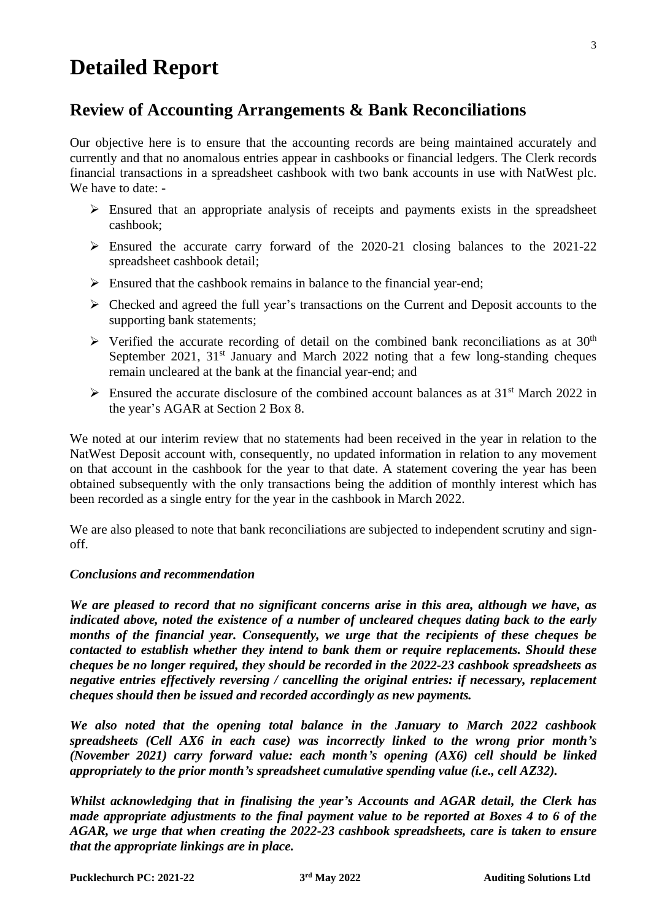# Detailed Report

## Review of Accounting Arrangements & Bank Reconciliations

Our objective here is to ensure that the accounting records are being maintained accurately and currently and that no anomalous entries appear in cashbooks or financial ledgers. The Clerk records financial transactions in a spreadsheet cashbook with two bank accounts in use with NatWest plc. We have to date: -

- Ensured that an appropriate analysis of receipts and payments exists in the spreadsheet cashbook;
- Ensured the accurate carry forward of the 2020-21 closing balances to the 2021-22 spreadsheet cashbook detail;
- Ensured that the cashbook remains in balance to the financial year-end;
- Checked and agreed the full year's transactions on the Current and Deposit accounts to the supporting bank statements;
- Verified the accurate recording of detail on the combined bank reconciliations as at 30th September 2021, 31st January and March 2022 noting that a few long-standing cheques remain uncleared at the bank at the financial year-end; and
- Ensured the accurate disclosure of the combined account balances as at 31st March 2022 in the year's AGAR at Section 2 Box 8.

We noted at our interim review that no statements had been received in the year in relation to the NatWest Deposit account with, consequently, no updated information in relation to any movement on that account in the cashbook for the year to that date. A statement covering the year has been obtained subsequently with the only transactions being the addition of monthly interest which has been recorded as a single entry for the year in the cashbook in March 2022.

We are also pleased to note that bank reconciliations are subjected to independent scrutiny and sign-off.

### *Conclusions and recommendation*

***We are pleased to record that no significant concerns arise in this area, although we have, as indicated above, noted the existence of a number of uncleared cheques dating back to the early months of the financial year. Consequently, we urge that the recipients of these cheques be contacted to establish whether they intend to bank them or require replacements. Should these cheques be no longer required, they should be recorded in the 2022-23 cashbook spreadsheets as negative entries effectively reversing / cancelling the original entries: if necessary, replacement cheques should then be issued and recorded accordingly as new payments.***

***We also noted that the opening total balance in the January to March 2022 cashbook spreadsheets (Cell AX6 in each case) was incorrectly linked to the wrong prior month's (November 2021) carry forward value: each month's opening (AX6) cell should be linked appropriately to the prior month's spreadsheet cumulative spending value (i.e., cell AZ32).***

***Whilst acknowledging that in finalising the year's Accounts and AGAR detail, the Clerk has made appropriate adjustments to the final payment value to be reported at Boxes 4 to 6 of the AGAR, we urge that when creating the 2022-23 cashbook spreadsheets, care is taken to ensure that the appropriate linkings are in place.***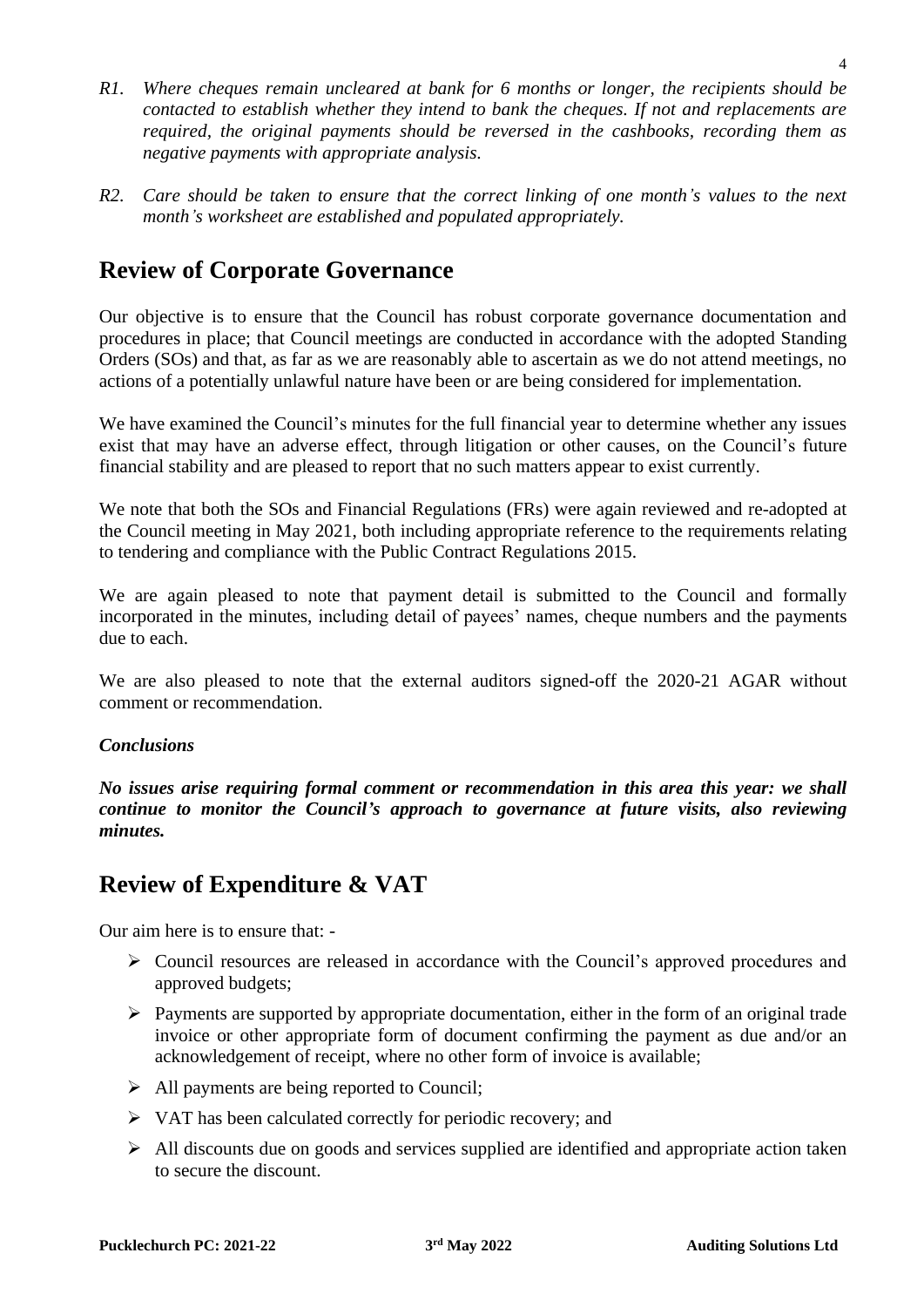*R1. Where cheques remain uncleared at bank for 6 months or longer, the recipients should be contacted to establish whether they intend to bank the cheques. If not and replacements are required, the original payments should be reversed in the cashbooks, recording them as negative payments with appropriate analysis.*

*R2. Care should be taken to ensure that the correct linking of one month's values to the next month's worksheet are established and populated appropriately.*

## Review of Corporate Governance

Our objective is to ensure that the Council has robust corporate governance documentation and procedures in place; that Council meetings are conducted in accordance with the adopted Standing Orders (SOs) and that, as far as we are reasonably able to ascertain as we do not attend meetings, no actions of a potentially unlawful nature have been or are being considered for implementation.

We have examined the Council's minutes for the full financial year to determine whether any issues exist that may have an adverse effect, through litigation or other causes, on the Council's future financial stability and are pleased to report that no such matters appear to exist currently.

We note that both the SOs and Financial Regulations (FRs) were again reviewed and re-adopted at the Council meeting in May 2021, both including appropriate reference to the requirements relating to tendering and compliance with the Public Contract Regulations 2015.

We are again pleased to note that payment detail is submitted to the Council and formally incorporated in the minutes, including detail of payees' names, cheque numbers and the payments due to each.

We are also pleased to note that the external auditors signed-off the 2020-21 AGAR without comment or recommendation.

***Conclusions***

***No issues arise requiring formal comment or recommendation in this area this year: we shall continue to monitor the Council's approach to governance at future visits, also reviewing minutes.***

## Review of Expenditure & VAT

Our aim here is to ensure that: -

- Council resources are released in accordance with the Council's approved procedures and approved budgets;
- Payments are supported by appropriate documentation, either in the form of an original trade invoice or other appropriate form of document confirming the payment as due and/or an acknowledgement of receipt, where no other form of invoice is available;
- All payments are being reported to Council;
- VAT has been calculated correctly for periodic recovery; and
- All discounts due on goods and services supplied are identified and appropriate action taken to secure the discount.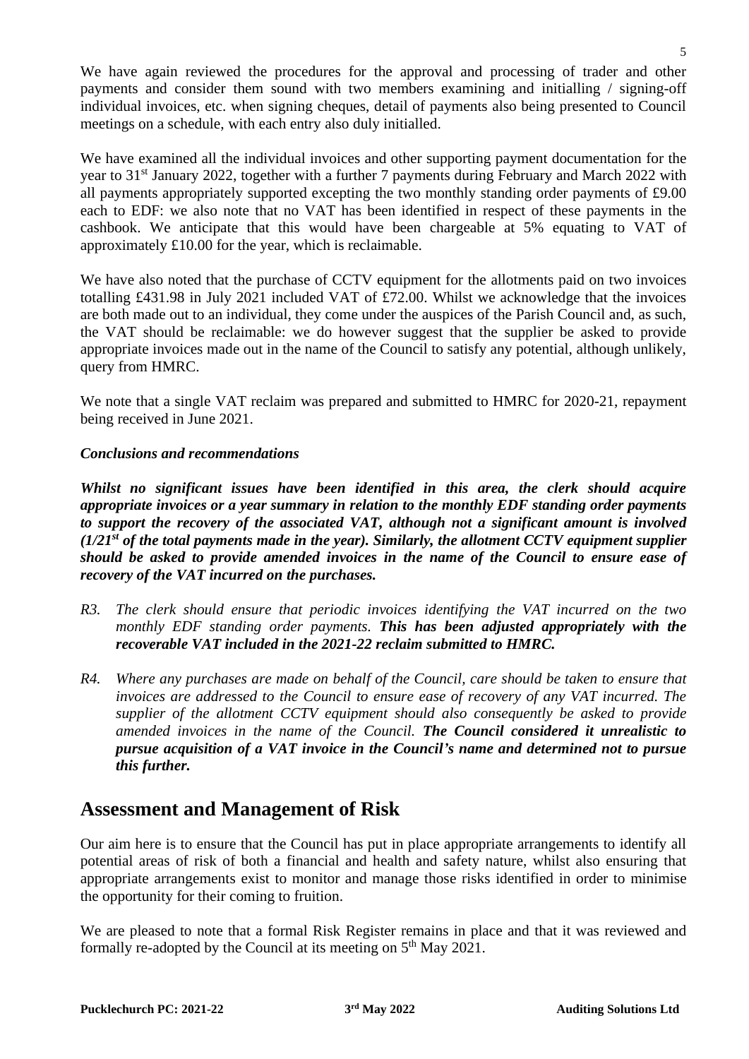We have again reviewed the procedures for the approval and processing of trader and other payments and consider them sound with two members examining and initialling / signing-off individual invoices, etc. when signing cheques, detail of payments also being presented to Council meetings on a schedule, with each entry also duly initialled.

We have examined all the individual invoices and other supporting payment documentation for the year to 31st January 2022, together with a further 7 payments during February and March 2022 with all payments appropriately supported excepting the two monthly standing order payments of £9.00 each to EDF: we also note that no VAT has been identified in respect of these payments in the cashbook. We anticipate that this would have been chargeable at 5% equating to VAT of approximately £10.00 for the year, which is reclaimable.

We have also noted that the purchase of CCTV equipment for the allotments paid on two invoices totalling £431.98 in July 2021 included VAT of £72.00. Whilst we acknowledge that the invoices are both made out to an individual, they come under the auspices of the Parish Council and, as such, the VAT should be reclaimable: we do however suggest that the supplier be asked to provide appropriate invoices made out in the name of the Council to satisfy any potential, although unlikely, query from HMRC.

We note that a single VAT reclaim was prepared and submitted to HMRC for 2020-21, repayment being received in June 2021.

***Conclusions and recommendations***

***Whilst no significant issues have been identified in this area, the clerk should acquire appropriate invoices or a year summary in relation to the monthly EDF standing order payments to support the recovery of the associated VAT, although not a significant amount is involved (1/21st of the total payments made in the year). Similarly, the allotment CCTV equipment supplier should be asked to provide amended invoices in the name of the Council to ensure ease of recovery of the VAT incurred on the purchases.***

*R3. The clerk should ensure that periodic invoices identifying the VAT incurred on the two monthly EDF standing order payments.* ***This has been adjusted appropriately with the recoverable VAT included in the 2021-22 reclaim submitted to HMRC.***

*R4. Where any purchases are made on behalf of the Council, care should be taken to ensure that invoices are addressed to the Council to ensure ease of recovery of any VAT incurred. The supplier of the allotment CCTV equipment should also consequently be asked to provide amended invoices in the name of the Council.* ***The Council considered it unrealistic to pursue acquisition of a VAT invoice in the Council's name and determined not to pursue this further.***

## Assessment and Management of Risk

Our aim here is to ensure that the Council has put in place appropriate arrangements to identify all potential areas of risk of both a financial and health and safety nature, whilst also ensuring that appropriate arrangements exist to monitor and manage those risks identified in order to minimise the opportunity for their coming to fruition.

We are pleased to note that a formal Risk Register remains in place and that it was reviewed and formally re-adopted by the Council at its meeting on 5th May 2021.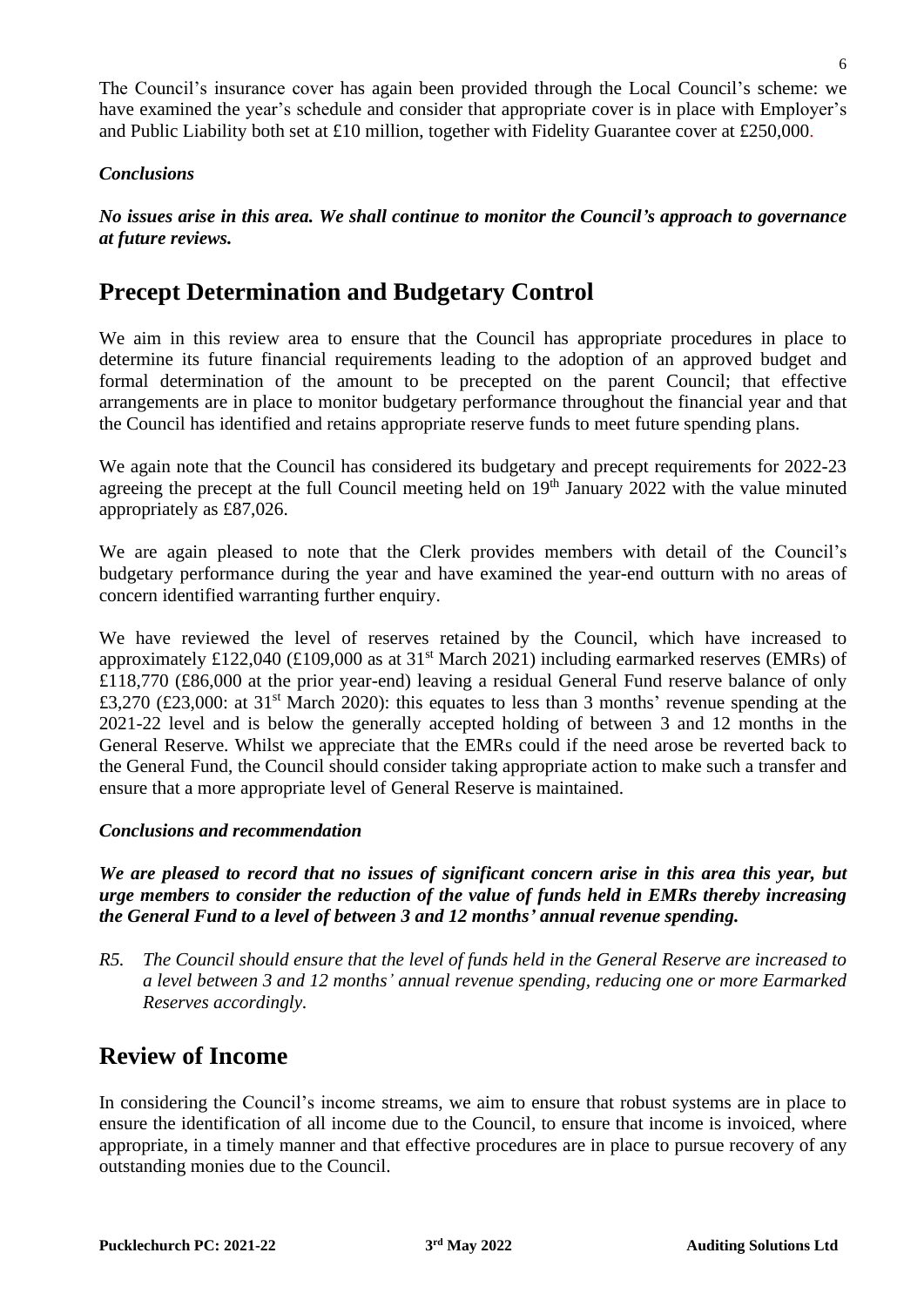The Council's insurance cover has again been provided through the Local Council's scheme: we have examined the year's schedule and consider that appropriate cover is in place with Employer's and Public Liability both set at £10 million, together with Fidelity Guarantee cover at £250,000.

### *Conclusions*

***No issues arise in this area. We shall continue to monitor the Council's approach to governance at future reviews.***

## Precept Determination and Budgetary Control

We aim in this review area to ensure that the Council has appropriate procedures in place to determine its future financial requirements leading to the adoption of an approved budget and formal determination of the amount to be precepted on the parent Council; that effective arrangements are in place to monitor budgetary performance throughout the financial year and that the Council has identified and retains appropriate reserve funds to meet future spending plans.

We again note that the Council has considered its budgetary and precept requirements for 2022-23 agreeing the precept at the full Council meeting held on 19th January 2022 with the value minuted appropriately as £87,026.

We are again pleased to note that the Clerk provides members with detail of the Council's budgetary performance during the year and have examined the year-end outturn with no areas of concern identified warranting further enquiry.

We have reviewed the level of reserves retained by the Council, which have increased to approximately £122,040 (£109,000 as at 31st March 2021) including earmarked reserves (EMRs) of £118,770 (£86,000 at the prior year-end) leaving a residual General Fund reserve balance of only £3,270 (£23,000: at 31st March 2020): this equates to less than 3 months' revenue spending at the 2021-22 level and is below the generally accepted holding of between 3 and 12 months in the General Reserve. Whilst we appreciate that the EMRs could if the need arose be reverted back to the General Fund, the Council should consider taking appropriate action to make such a transfer and ensure that a more appropriate level of General Reserve is maintained.

### *Conclusions and recommendation*

***We are pleased to record that no issues of significant concern arise in this area this year, but urge members to consider the reduction of the value of funds held in EMRs thereby increasing the General Fund to a level of between 3 and 12 months' annual revenue spending.***

*R5. The Council should ensure that the level of funds held in the General Reserve are increased to a level between 3 and 12 months' annual revenue spending, reducing one or more Earmarked Reserves accordingly.*

## Review of Income

In considering the Council's income streams, we aim to ensure that robust systems are in place to ensure the identification of all income due to the Council, to ensure that income is invoiced, where appropriate, in a timely manner and that effective procedures are in place to pursue recovery of any outstanding monies due to the Council.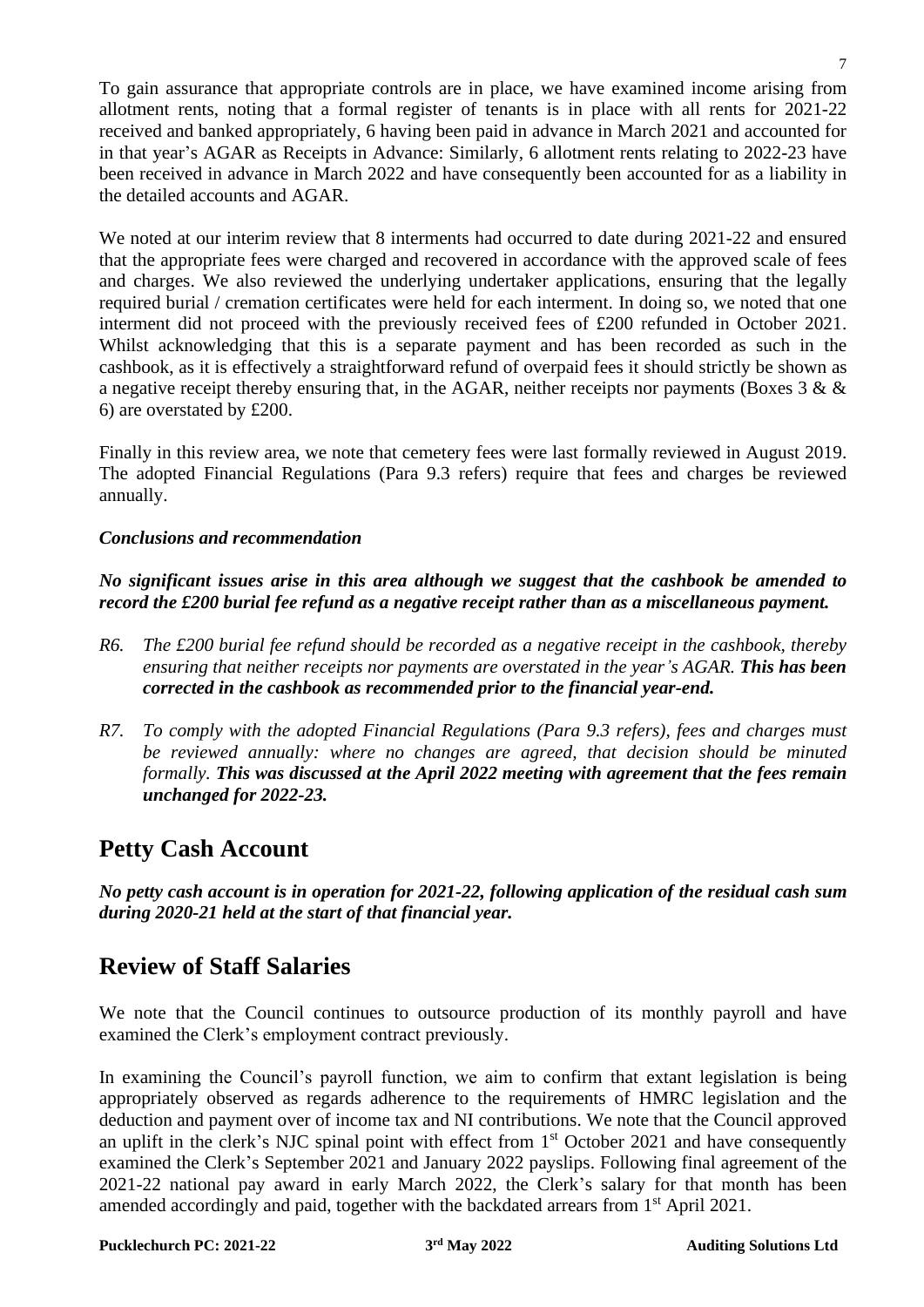To gain assurance that appropriate controls are in place, we have examined income arising from allotment rents, noting that a formal register of tenants is in place with all rents for 2021-22 received and banked appropriately, 6 having been paid in advance in March 2021 and accounted for in that year's AGAR as Receipts in Advance: Similarly, 6 allotment rents relating to 2022-23 have been received in advance in March 2022 and have consequently been accounted for as a liability in the detailed accounts and AGAR.

We noted at our interim review that 8 interments had occurred to date during 2021-22 and ensured that the appropriate fees were charged and recovered in accordance with the approved scale of fees and charges. We also reviewed the underlying undertaker applications, ensuring that the legally required burial / cremation certificates were held for each interment. In doing so, we noted that one interment did not proceed with the previously received fees of £200 refunded in October 2021. Whilst acknowledging that this is a separate payment and has been recorded as such in the cashbook, as it is effectively a straightforward refund of overpaid fees it should strictly be shown as a negative receipt thereby ensuring that, in the AGAR, neither receipts nor payments (Boxes 3 & & 6) are overstated by £200.

Finally in this review area, we note that cemetery fees were last formally reviewed in August 2019. The adopted Financial Regulations (Para 9.3 refers) require that fees and charges be reviewed annually.

***Conclusions and recommendation***

***No significant issues arise in this area although we suggest that the cashbook be amended to record the £200 burial fee refund as a negative receipt rather than as a miscellaneous payment.***

*R6. The £200 burial fee refund should be recorded as a negative receipt in the cashbook, thereby ensuring that neither receipts nor payments are overstated in the year's AGAR.* ***This has been corrected in the cashbook as recommended prior to the financial year-end.***

*R7. To comply with the adopted Financial Regulations (Para 9.3 refers), fees and charges must be reviewed annually: where no changes are agreed, that decision should be minuted formally.* ***This was discussed at the April 2022 meeting with agreement that the fees remain unchanged for 2022-23.***

## Petty Cash Account

***No petty cash account is in operation for 2021-22, following application of the residual cash sum during 2020-21 held at the start of that financial year.***

## Review of Staff Salaries

We note that the Council continues to outsource production of its monthly payroll and have examined the Clerk's employment contract previously.

In examining the Council's payroll function, we aim to confirm that extant legislation is being appropriately observed as regards adherence to the requirements of HMRC legislation and the deduction and payment over of income tax and NI contributions. We note that the Council approved an uplift in the clerk's NJC spinal point with effect from 1st October 2021 and have consequently examined the Clerk's September 2021 and January 2022 payslips. Following final agreement of the 2021-22 national pay award in early March 2022, the Clerk's salary for that month has been amended accordingly and paid, together with the backdated arrears from 1st April 2021.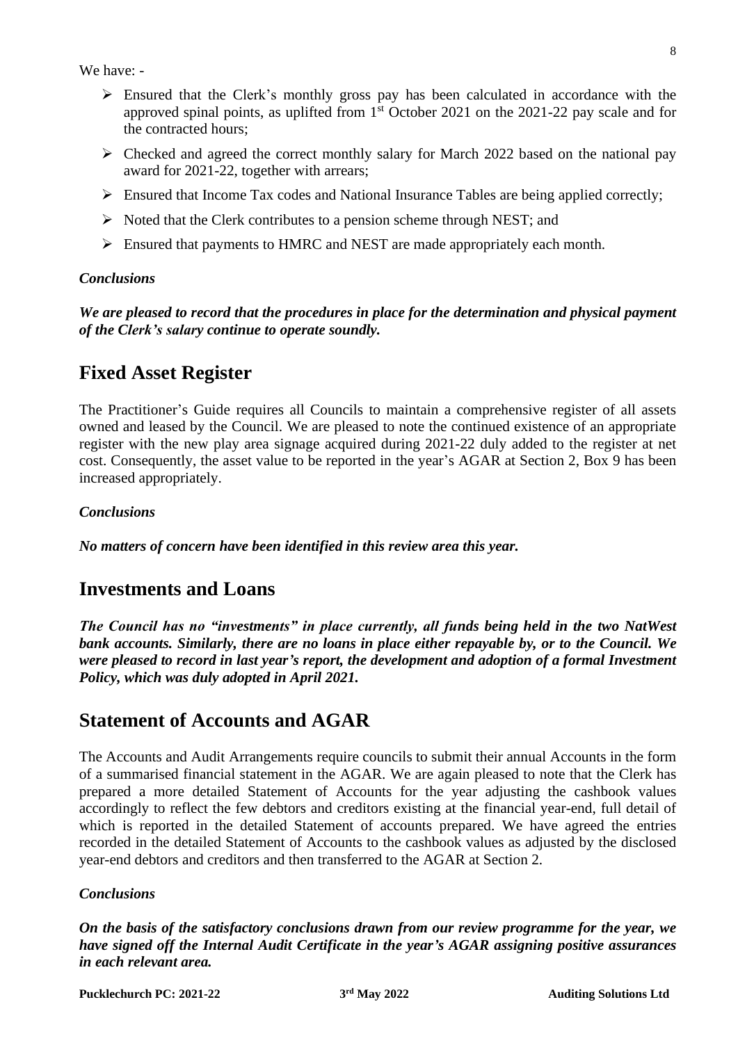We have: -

- Ensured that the Clerk's monthly gross pay has been calculated in accordance with the approved spinal points, as uplifted from 1st October 2021 on the 2021-22 pay scale and for the contracted hours;
- Checked and agreed the correct monthly salary for March 2022 based on the national pay award for 2021-22, together with arrears;
- Ensured that Income Tax codes and National Insurance Tables are being applied correctly;
- Noted that the Clerk contributes to a pension scheme through NEST; and
- Ensured that payments to HMRC and NEST are made appropriately each month.

***Conclusions***

***We are pleased to record that the procedures in place for the determination and physical payment of the Clerk's salary continue to operate soundly.***

## Fixed Asset Register

The Practitioner's Guide requires all Councils to maintain a comprehensive register of all assets owned and leased by the Council. We are pleased to note the continued existence of an appropriate register with the new play area signage acquired during 2021-22 duly added to the register at net cost. Consequently, the asset value to be reported in the year's AGAR at Section 2, Box 9 has been increased appropriately.

***Conclusions***

***No matters of concern have been identified in this review area this year.***

## Investments and Loans

***The Council has no "investments" in place currently, all funds being held in the two NatWest bank accounts. Similarly, there are no loans in place either repayable by, or to the Council. We were pleased to record in last year's report, the development and adoption of a formal Investment Policy, which was duly adopted in April 2021.***

## Statement of Accounts and AGAR

The Accounts and Audit Arrangements require councils to submit their annual Accounts in the form of a summarised financial statement in the AGAR. We are again pleased to note that the Clerk has prepared a more detailed Statement of Accounts for the year adjusting the cashbook values accordingly to reflect the few debtors and creditors existing at the financial year-end, full detail of which is reported in the detailed Statement of accounts prepared. We have agreed the entries recorded in the detailed Statement of Accounts to the cashbook values as adjusted by the disclosed year-end debtors and creditors and then transferred to the AGAR at Section 2.

***Conclusions***

***On the basis of the satisfactory conclusions drawn from our review programme for the year, we have signed off the Internal Audit Certificate in the year's AGAR assigning positive assurances in each relevant area.***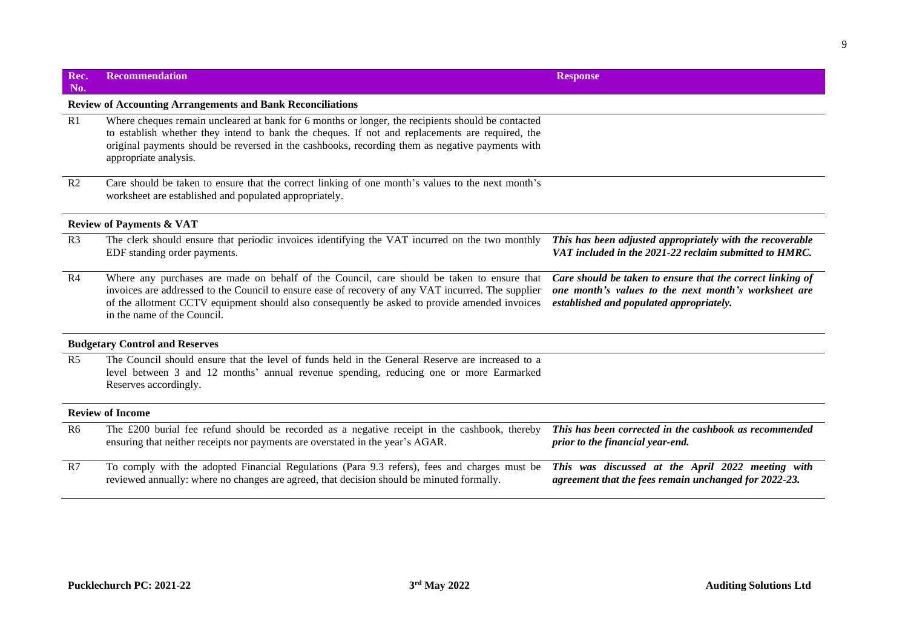| Rec. No. | Recommendation | Response |
|---|---|---|
| **Review of Accounting Arrangements and Bank Reconciliations** | | |
| R1 | Where cheques remain uncleared at bank for 6 months or longer, the recipients should be contacted to establish whether they intend to bank the cheques. If not and replacements are required, the original payments should be reversed in the cashbooks, recording them as negative payments with appropriate analysis. | |
| R2 | Care should be taken to ensure that the correct linking of one month's values to the next month's worksheet are established and populated appropriately. | |
| **Review of Payments & VAT** | | |
| R3 | The clerk should ensure that periodic invoices identifying the VAT incurred on the two monthly EDF standing order payments. | ***This has been adjusted appropriately with the recoverable VAT included in the 2021-22 reclaim submitted to HMRC.*** |
| R4 | Where any purchases are made on behalf of the Council, care should be taken to ensure that invoices are addressed to the Council to ensure ease of recovery of any VAT incurred. The supplier of the allotment CCTV equipment should also consequently be asked to provide amended invoices in the name of the Council. | ***Care should be taken to ensure that the correct linking of one month's values to the next month's worksheet are established and populated appropriately.*** |
| **Budgetary Control and Reserves** | | |
| R5 | The Council should ensure that the level of funds held in the General Reserve are increased to a level between 3 and 12 months' annual revenue spending, reducing one or more Earmarked Reserves accordingly. | |
| **Review of Income** | | |
| R6 | The £200 burial fee refund should be recorded as a negative receipt in the cashbook, thereby ensuring that neither receipts nor payments are overstated in the year's AGAR. | ***This has been corrected in the cashbook as recommended prior to the financial year-end.*** |
| R7 | To comply with the adopted Financial Regulations (Para 9.3 refers), fees and charges must be reviewed annually: where no changes are agreed, that decision should be minuted formally. | ***This was discussed at the April 2022 meeting with agreement that the fees remain unchanged for 2022-23.*** |